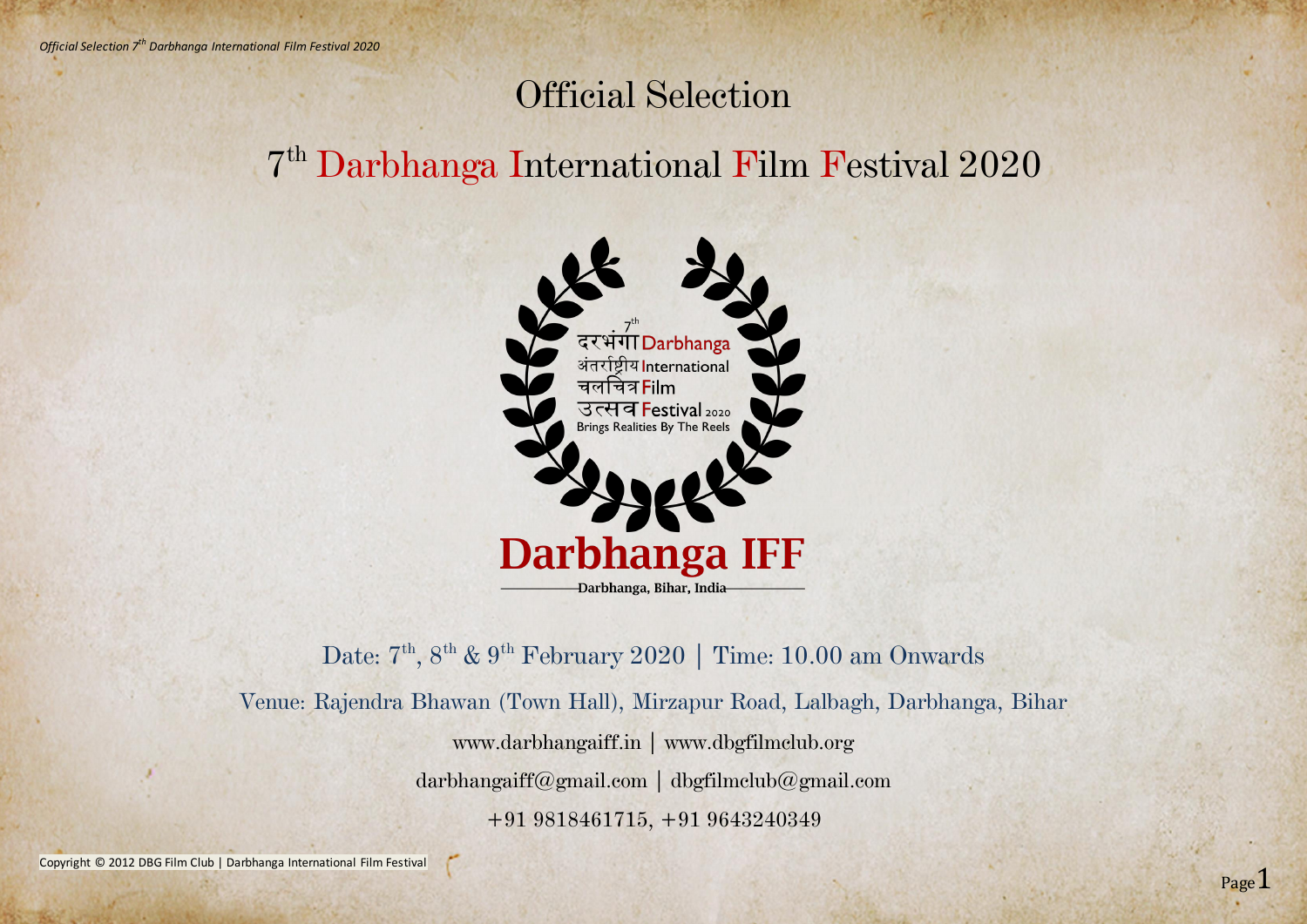# Official Selection

## 7th Darbhanga International Film Festival 2020

7th
दरभंगा Darbhanga
अंतर्राष्ट्रीय International
चलचित्र Film
उत्सव Festival 2020
Brings Realities By The Reels

**Darbhanga IFF**

**Darbhanga, Bihar, India**

Date: 7th, 8th & 9th February 2020 | Time: 10.00 am Onwards

Venue: Rajendra Bhawan (Town Hall), Mirzapur Road, Lalbagh, Darbhanga, Bihar

www.darbhangaiff.in | www.dbgfilmclub.org

darbhangaiff@gmail.com | dbgfilmclub@gmail.com

+91 9818461715, +91 9643240349

Copyright © 2012 DBG Film Club | Darbhanga International Film Festival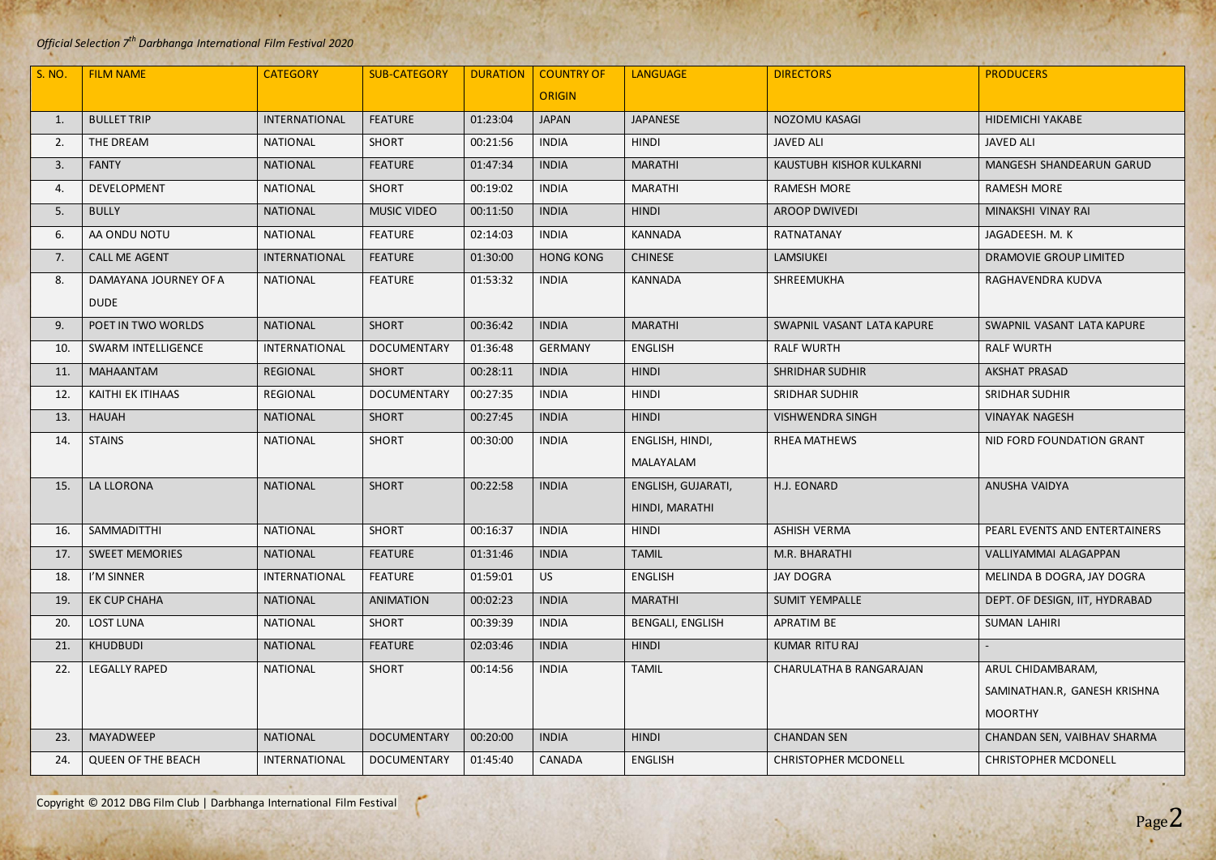*Official Selection 7th Darbhanga International Film Festival 2020*

| S. NO. | FILM NAME | CATEGORY | SUB-CATEGORY | DURATION | COUNTRY OF ORIGIN | LANGUAGE | DIRECTORS | PRODUCERS |
|---|---|---|---|---|---|---|---|---|
| 1. | BULLET TRIP | INTERNATIONAL | FEATURE | 01:23:04 | JAPAN | JAPANESE | NOZOMU KASAGI | HIDEMICHI YAKABE |
| 2. | THE DREAM | NATIONAL | SHORT | 00:21:56 | INDIA | HINDI | JAVED ALI | JAVED ALI |
| 3. | FANTY | NATIONAL | FEATURE | 01:47:34 | INDIA | MARATHI | KAUSTUBH KISHOR KULKARNI | MANGESH SHANDEARUN GARUD |
| 4. | DEVELOPMENT | NATIONAL | SHORT | 00:19:02 | INDIA | MARATHI | RAMESH MORE | RAMESH MORE |
| 5. | BULLY | NATIONAL | MUSIC VIDEO | 00:11:50 | INDIA | HINDI | AROOP DWIVEDI | MINAKSHI VINAY RAI |
| 6. | AA ONDU NOTU | NATIONAL | FEATURE | 02:14:03 | INDIA | KANNADA | RATNATANAY | JAGADEESH. M. K |
| 7. | CALL ME AGENT | INTERNATIONAL | FEATURE | 01:30:00 | HONG KONG | CHINESE | LAMSIUKEI | DRAMOVIE GROUP LIMITED |
| 8. | DAMAYANA JOURNEY OF A DUDE | NATIONAL | FEATURE | 01:53:32 | INDIA | KANNADA | SHREEMUKHA | RAGHAVENDRA KUDVA |
| 9. | POET IN TWO WORLDS | NATIONAL | SHORT | 00:36:42 | INDIA | MARATHI | SWAPNIL VASANT LATA KAPURE | SWAPNIL VASANT LATA KAPURE |
| 10. | SWARM INTELLIGENCE | INTERNATIONAL | DOCUMENTARY | 01:36:48 | GERMANY | ENGLISH | RALF WURTH | RALF WURTH |
| 11. | MAHAANTAM | REGIONAL | SHORT | 00:28:11 | INDIA | HINDI | SHRIDHAR SUDHIR | AKSHAT PRASAD |
| 12. | KAITHI EK ITIHAAS | REGIONAL | DOCUMENTARY | 00:27:35 | INDIA | HINDI | SRIDHAR SUDHIR | SRIDHAR SUDHIR |
| 13. | HAUAH | NATIONAL | SHORT | 00:27:45 | INDIA | HINDI | VISHWENDRA SINGH | VINAYAK NAGESH |
| 14. | STAINS | NATIONAL | SHORT | 00:30:00 | INDIA | ENGLISH, HINDI, MALAYALAM | RHEA MATHEWS | NID FORD FOUNDATION GRANT |
| 15. | LA LLORONA | NATIONAL | SHORT | 00:22:58 | INDIA | ENGLISH, GUJARATI, HINDI, MARATHI | H.J. EONARD | ANUSHA VAIDYA |
| 16. | SAMMADITTHI | NATIONAL | SHORT | 00:16:37 | INDIA | HINDI | ASHISH VERMA | PEARL EVENTS AND ENTERTAINERS |
| 17. | SWEET MEMORIES | NATIONAL | FEATURE | 01:31:46 | INDIA | TAMIL | M.R. BHARATHI | VALLIYAMMAI ALAGAPPAN |
| 18. | I'M SINNER | INTERNATIONAL | FEATURE | 01:59:01 | US | ENGLISH | JAY DOGRA | MELINDA B DOGRA, JAY DOGRA |
| 19. | EK CUP CHAHA | NATIONAL | ANIMATION | 00:02:23 | INDIA | MARATHI | SUMIT YEMPALLE | DEPT. OF DESIGN, IIT, HYDRABAD |
| 20. | LOST LUNA | NATIONAL | SHORT | 00:39:39 | INDIA | BENGALI, ENGLISH | APRATIM BE | SUMAN LAHIRI |
| 21. | KHUDBUDI | NATIONAL | FEATURE | 02:03:46 | INDIA | HINDI | KUMAR RITU RAJ | - |
| 22. | LEGALLY RAPED | NATIONAL | SHORT | 00:14:56 | INDIA | TAMIL | CHARULATHA B RANGARAJAN | ARUL CHIDAMBARAM, SAMINATHAN.R, GANESH KRISHNA MOORTHY |
| 23. | MAYADWEEP | NATIONAL | DOCUMENTARY | 00:20:00 | INDIA | HINDI | CHANDAN SEN | CHANDAN SEN, VAIBHAV SHARMA |
| 24. | QUEEN OF THE BEACH | INTERNATIONAL | DOCUMENTARY | 01:45:40 | CANADA | ENGLISH | CHRISTOPHER MCDONELL | CHRISTOPHER MCDONELL |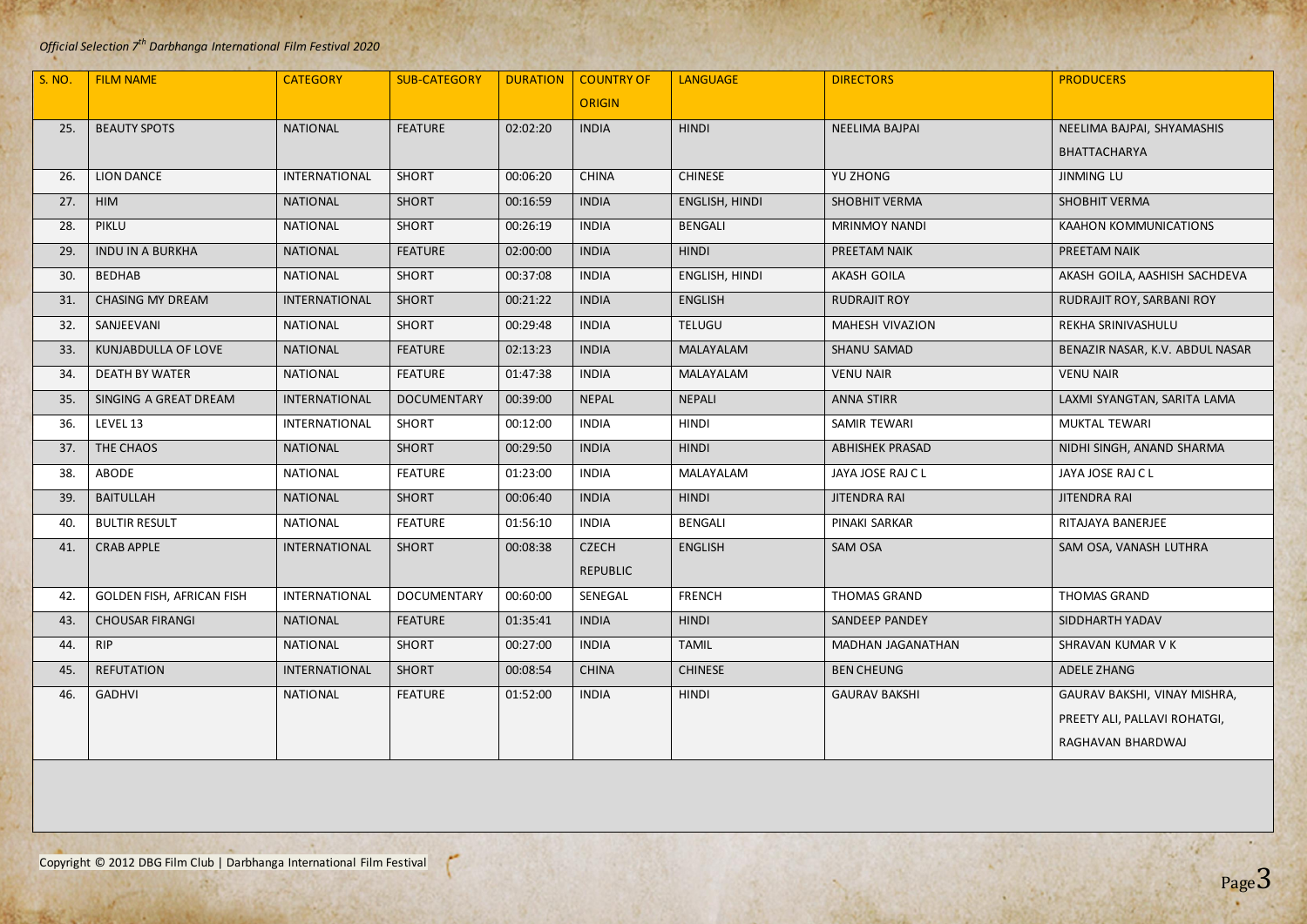*Official Selection 7th Darbhanga International Film Festival 2020*

| S. NO. | FILM NAME | CATEGORY | SUB-CATEGORY | DURATION | COUNTRY OF ORIGIN | LANGUAGE | DIRECTORS | PRODUCERS |
|---|---|---|---|---|---|---|---|---|
| 25. | BEAUTY SPOTS | NATIONAL | FEATURE | 02:02:20 | INDIA | HINDI | NEELIMA BAJPAI | NEELIMA BAJPAI, SHYAMASHIS BHATTACHARYA |
| 26. | LION DANCE | INTERNATIONAL | SHORT | 00:06:20 | CHINA | CHINESE | YU ZHONG | JINMING LU |
| 27. | HIM | NATIONAL | SHORT | 00:16:59 | INDIA | ENGLISH, HINDI | SHOBHIT VERMA | SHOBHIT VERMA |
| 28. | PIKLU | NATIONAL | SHORT | 00:26:19 | INDIA | BENGALI | MRINMOY NANDI | KAAHON KOMMUNICATIONS |
| 29. | INDU IN A BURKHA | NATIONAL | FEATURE | 02:00:00 | INDIA | HINDI | PREETAM NAIK | PREETAM NAIK |
| 30. | BEDHAB | NATIONAL | SHORT | 00:37:08 | INDIA | ENGLISH, HINDI | AKASH GOILA | AKASH GOILA, AASHISH SACHDEVA |
| 31. | CHASING MY DREAM | INTERNATIONAL | SHORT | 00:21:22 | INDIA | ENGLISH | RUDRAJIT ROY | RUDRAJIT ROY, SARBANI ROY |
| 32. | SANJEEVANI | NATIONAL | SHORT | 00:29:48 | INDIA | TELUGU | MAHESH VIVAZION | REKHA SRINIVASHULU |
| 33. | KUNJABDULLA OF LOVE | NATIONAL | FEATURE | 02:13:23 | INDIA | MALAYALAM | SHANU SAMAD | BENAZIR NASAR, K.V. ABDUL NASAR |
| 34. | DEATH BY WATER | NATIONAL | FEATURE | 01:47:38 | INDIA | MALAYALAM | VENU NAIR | VENU NAIR |
| 35. | SINGING A GREAT DREAM | INTERNATIONAL | DOCUMENTARY | 00:39:00 | NEPAL | NEPALI | ANNA STIRR | LAXMI SYANGTAN, SARITA LAMA |
| 36. | LEVEL 13 | INTERNATIONAL | SHORT | 00:12:00 | INDIA | HINDI | SAMIR TEWARI | MUKTAL TEWARI |
| 37. | THE CHAOS | NATIONAL | SHORT | 00:29:50 | INDIA | HINDI | ABHISHEK PRASAD | NIDHI SINGH, ANAND SHARMA |
| 38. | ABODE | NATIONAL | FEATURE | 01:23:00 | INDIA | MALAYALAM | JAYA JOSE RAJ C L | JAYA JOSE RAJ C L |
| 39. | BAITULLAH | NATIONAL | SHORT | 00:06:40 | INDIA | HINDI | JITENDRA RAI | JITENDRA RAI |
| 40. | BULTIR RESULT | NATIONAL | FEATURE | 01:56:10 | INDIA | BENGALI | PINAKI SARKAR | RITAJAYA BANERJEE |
| 41. | CRAB APPLE | INTERNATIONAL | SHORT | 00:08:38 | CZECH REPUBLIC | ENGLISH | SAM OSA | SAM OSA, VANASH LUTHRA |
| 42. | GOLDEN FISH, AFRICAN FISH | INTERNATIONAL | DOCUMENTARY | 00:60:00 | SENEGAL | FRENCH | THOMAS GRAND | THOMAS GRAND |
| 43. | CHOUSAR FIRANGI | NATIONAL | FEATURE | 01:35:41 | INDIA | HINDI | SANDEEP PANDEY | SIDDHARTH YADAV |
| 44. | RIP | NATIONAL | SHORT | 00:27:00 | INDIA | TAMIL | MADHAN JAGANATHAN | SHRAVAN KUMAR V K |
| 45. | REFUTATION | INTERNATIONAL | SHORT | 00:08:54 | CHINA | CHINESE | BEN CHEUNG | ADELE ZHANG |
| 46. | GADHVI | NATIONAL | FEATURE | 01:52:00 | INDIA | HINDI | GAURAV BAKSHI | GAURAV BAKSHI, VINAY MISHRA, PREETY ALI, PALLAVI ROHATGI, RAGHAVAN BHARDWAJ |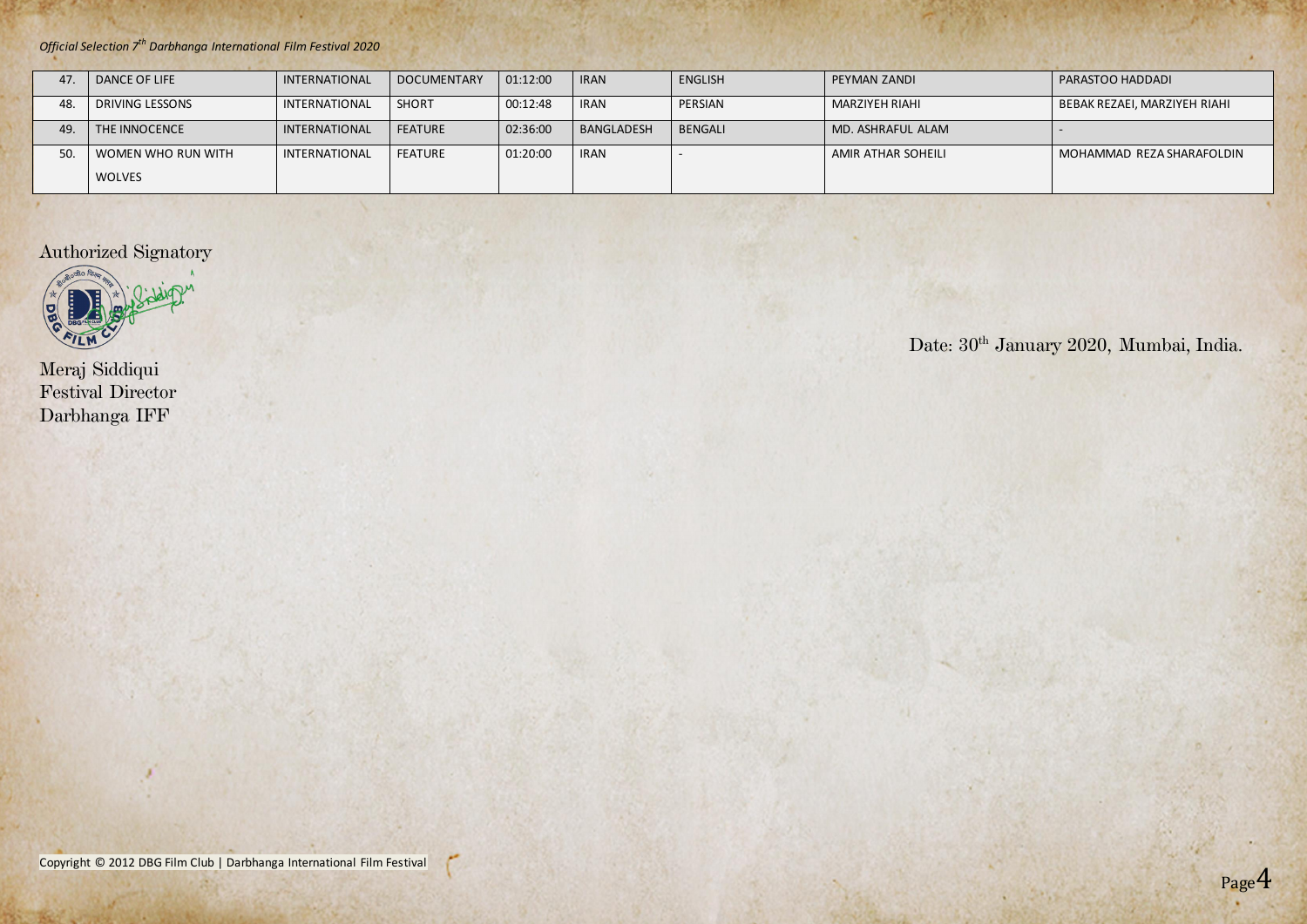| | | | | | | | | |
|---|---|---|---|---|---|---|---|---|
| 47. | DANCE OF LIFE | INTERNATIONAL | DOCUMENTARY | 01:12:00 | IRAN | ENGLISH | PEYMAN ZANDI | PARASTOO HADDADI |
| 48. | DRIVING LESSONS | INTERNATIONAL | SHORT | 00:12:48 | IRAN | PERSIAN | MARZIYEH RIAHI | BEBAK REZAEI, MARZIYEH RIAHI |
| 49. | THE INNOCENCE | INTERNATIONAL | FEATURE | 02:36:00 | BANGLADESH | BENGALI | MD. ASHRAFUL ALAM | - |
| 50. | WOMEN WHO RUN WITH WOLVES | INTERNATIONAL | FEATURE | 01:20:00 | IRAN | - | AMIR ATHAR SOHEILI | MOHAMMAD REZA SHARAFOLDIN |

Authorized Signatory

Meraj Siddiqui
Festival Director
Darbhanga IFF

Date: 30th January 2020, Mumbai, India.